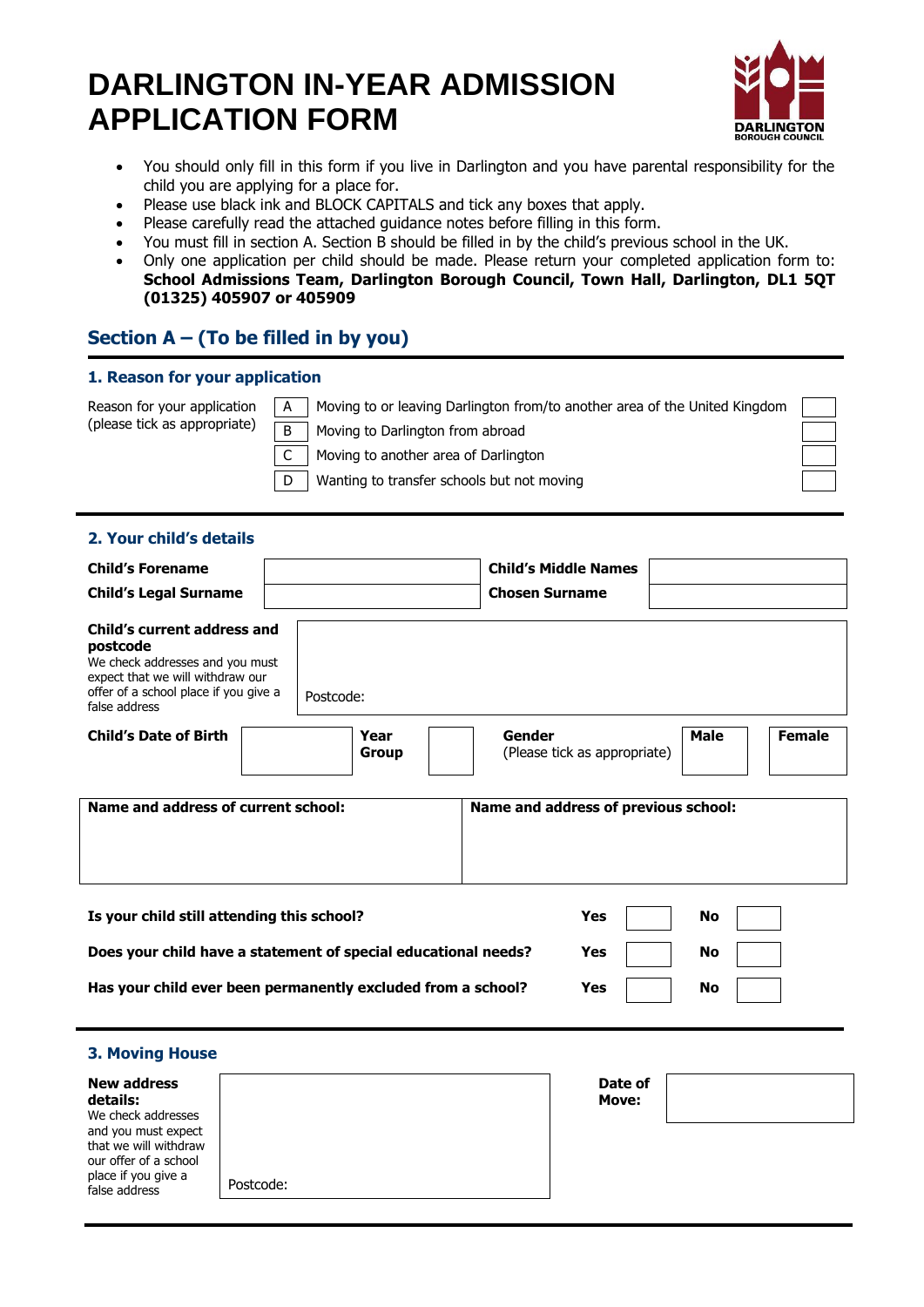# DARLINGTON IN-YEAR ADMISSION APPLICATION FORM

DARLINGTON BOROUGH COUNCIL

- You should only fill in this form if you live in Darlington and you have parental responsibility for the child you are applying for a place for.
- Please use black ink and BLOCK CAPITALS and tick any boxes that apply.
- Please carefully read the attached guidance notes before filling in this form.
- You must fill in section A. Section B should be filled in by the child's previous school in the UK.
- Only one application per child should be made. Please return your completed application form to: **School Admissions Team, Darlington Borough Council, Town Hall, Darlington, DL1 5QT (01325) 405907 or 405909**

## Section A – (To be filled in by you)

### 1. Reason for your application

| | | | |
|---|---|---|---|
| Reason for your application (please tick as appropriate) | A | Moving to or leaving Darlington from/to another area of the United Kingdom | |
| | B | Moving to Darlington from abroad | |
| | C | Moving to another area of Darlington | |
| | D | Wanting to transfer schools but not moving | |

### 2. Your child's details

| | | | |
|---|---|---|---|
| **Child's Forename** | | **Child's Middle Names** | |
| **Child's Legal Surname** | | **Chosen Surname** | |

**Child's current address and postcode**
We check addresses and you must expect that we will withdraw our offer of a school place if you give a false address

Postcode:

| | | | | | | | |
|---|---|---|---|---|---|---|---|
| **Child's Date of Birth** | | **Year Group** | | **Gender** (Please tick as appropriate) | **Male** | **Female** | |

| | |
|---|---|
| **Name and address of current school:** | **Name and address of previous school:** |

| | | | | |
|---|---|---|---|---|
| **Is your child still attending this school?** | **Yes** | | **No** | |
| **Does your child have a statement of special educational needs?** | **Yes** | | **No** | |
| **Has your child ever been permanently excluded from a school?** | **Yes** | | **No** | |

### 3. Moving House

**New address details:**
We check addresses and you must expect that we will withdraw our offer of a school place if you give a false address

Postcode:

**Date of Move:**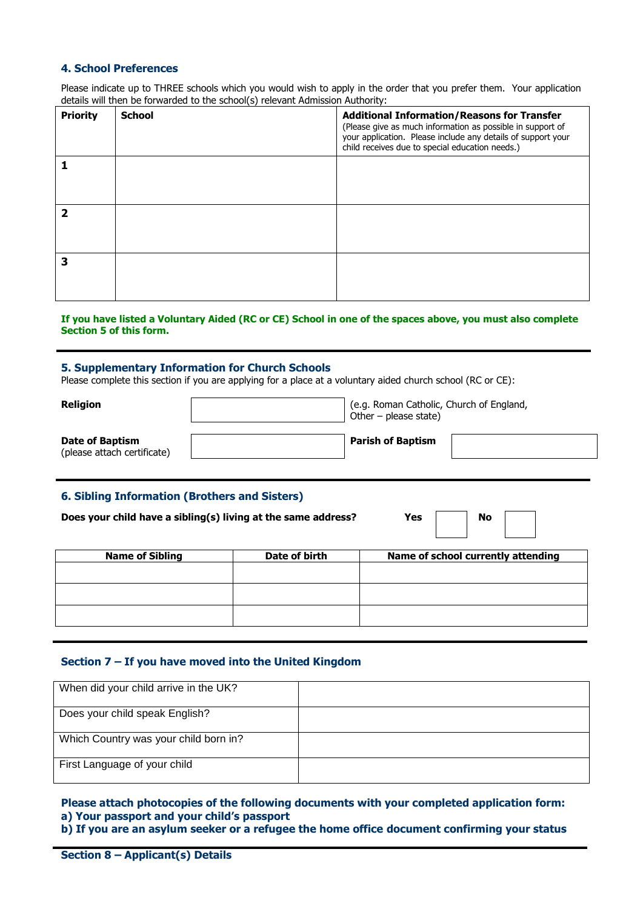## 4. School Preferences

Please indicate up to THREE schools which you would wish to apply in the order that you prefer them. Your application details will then be forwarded to the school(s) relevant Admission Authority:

| Priority | School | Additional Information/Reasons for Transfer (Please give as much information as possible in support of your application. Please include any details of support your child receives due to special education needs.) |
|---|---|---|
| 1 | | |
| 2 | | |
| 3 | | |

**If you have listed a Voluntary Aided (RC or CE) School in one of the spaces above, you must also complete Section 5 of this form.**

## 5. Supplementary Information for Church Schools

Please complete this section if you are applying for a place at a voluntary aided church school (RC or CE):

| | | | |
|---|---|---|---|
| **Religion** | | (e.g. Roman Catholic, Church of England, Other – please state) | |
| **Date of Baptism** (please attach certificate) | | **Parish of Baptism** | |

## 6. Sibling Information (Brothers and Sisters)

**Does your child have a sibling(s) living at the same address?** **Yes** ☐ **No** ☐

| Name of Sibling | Date of birth | Name of school currently attending |
|---|---|---|
| | | |
| | | |
| | | |

## Section 7 – If you have moved into the United Kingdom

| | |
|---|---|
| When did your child arrive in the UK? | |
| Does your child speak English? | |
| Which Country was your child born in? | |
| First Language of your child | |

**Please attach photocopies of the following documents with your completed application form:**
**a) Your passport and your child's passport**
**b) If you are an asylum seeker or a refugee the home office document confirming your status**

## Section 8 – Applicant(s) Details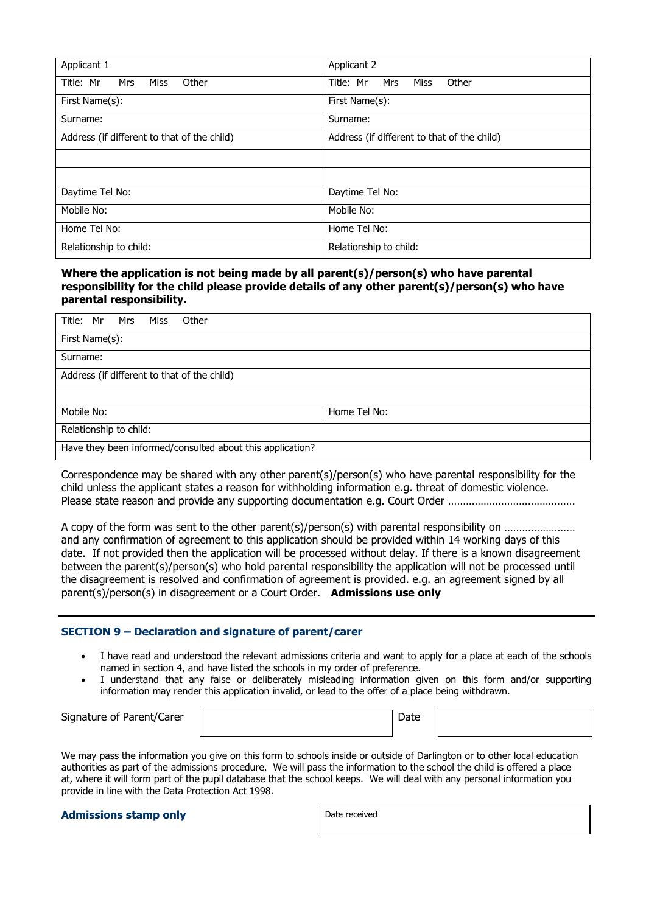| Applicant 1 | Applicant 2 |
|---|---|
| Title: Mr Mrs Miss Other | Title: Mr Mrs Miss Other |
| First Name(s): | First Name(s): |
| Surname: | Surname: |
| Address (if different to that of the child) | Address (if different to that of the child) |
| | |
| | |
| Daytime Tel No: | Daytime Tel No: |
| Mobile No: | Mobile No: |
| Home Tel No: | Home Tel No: |
| Relationship to child: | Relationship to child: |

**Where the application is not being made by all parent(s)/person(s) who have parental responsibility for the child please provide details of any other parent(s)/person(s) who have parental responsibility.**

| | |
|---|---|
| Title: Mr Mrs Miss Other | |
| First Name(s): | |
| Surname: | |
| Address (if different to that of the child) | |
| | |
| Mobile No: | Home Tel No: |
| Relationship to child: | |
| Have they been informed/consulted about this application? | |

Correspondence may be shared with any other parent(s)/person(s) who have parental responsibility for the child unless the applicant states a reason for withholding information e.g. threat of domestic violence. Please state reason and provide any supporting documentation e.g. Court Order …………………………………….

A copy of the form was sent to the other parent(s)/person(s) with parental responsibility on …………………… and any confirmation of agreement to this application should be provided within 14 working days of this date. If not provided then the application will be processed without delay. If there is a known disagreement between the parent(s)/person(s) who hold parental responsibility the application will not be processed until the disagreement is resolved and confirmation of agreement is provided. e.g. an agreement signed by all parent(s)/person(s) in disagreement or a Court Order. **Admissions use only**

## SECTION 9 – Declaration and signature of parent/carer

- I have read and understood the relevant admissions criteria and want to apply for a place at each of the schools named in section 4, and have listed the schools in my order of preference.
- I understand that any false or deliberately misleading information given on this form and/or supporting information may render this application invalid, or lead to the offer of a place being withdrawn.

| | | | |
|---|---|---|---|
| Signature of Parent/Carer | | Date | |

We may pass the information you give on this form to schools inside or outside of Darlington or to other local education authorities as part of the admissions procedure. We will pass the information to the school the child is offered a place at, where it will form part of the pupil database that the school keeps. We will deal with any personal information you provide in line with the Data Protection Act 1998.

**Admissions stamp only**

| |
|---|
| Date received |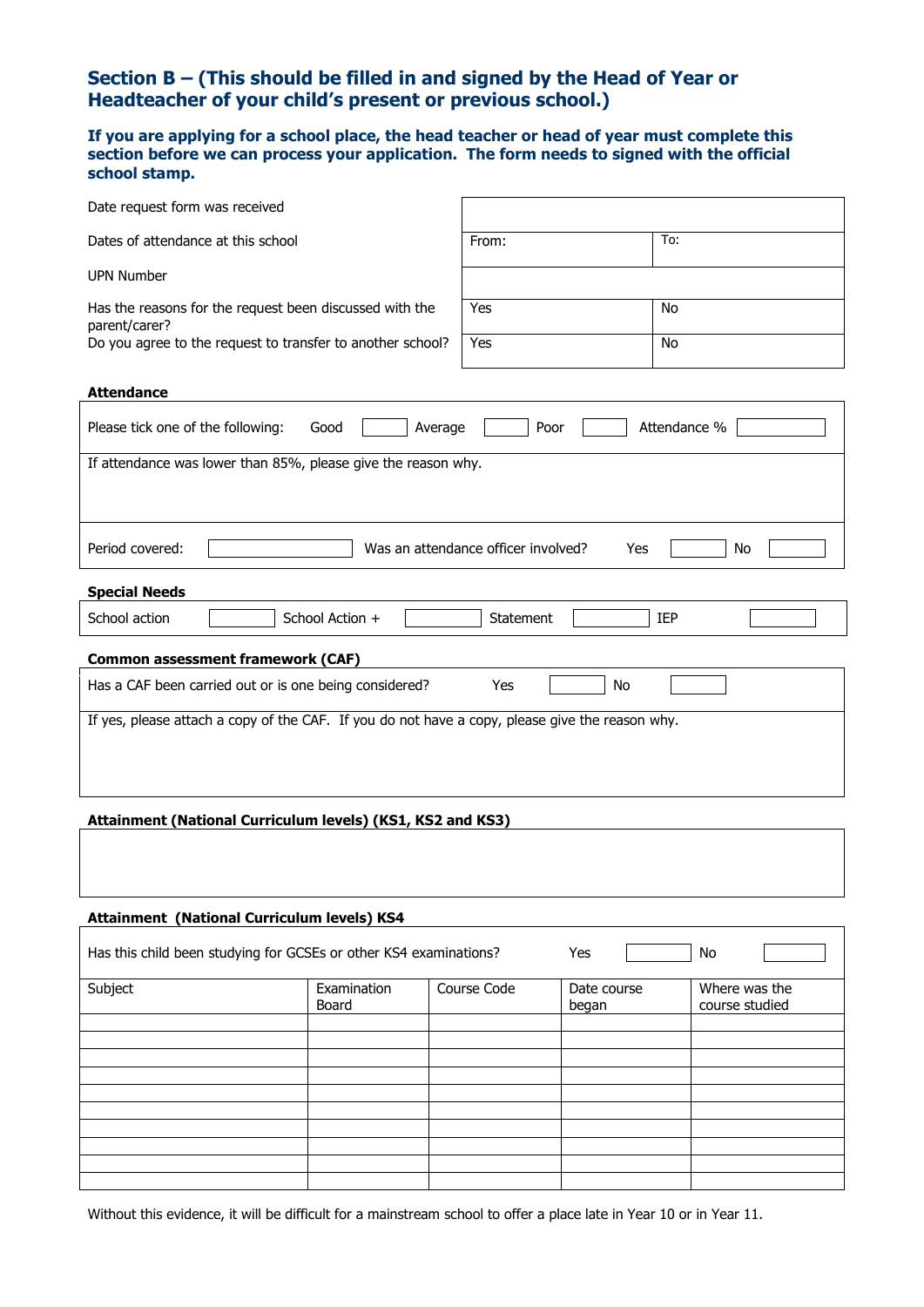## Section B – (This should be filled in and signed by the Head of Year or Headteacher of your child's present or previous school.)

**If you are applying for a school place, the head teacher or head of year must complete this section before we can process your application. The form needs to signed with the official school stamp.**

| | | |
|---|---|---|
| Date request form was received | | |
| Dates of attendance at this school | From: | To: |
| UPN Number | | |
| Has the reasons for the request been discussed with the parent/carer? | Yes | No |
| Do you agree to the request to transfer to another school? | Yes | No |

**Attendance**

| | | | | | | | | |
|---|---|---|---|---|---|---|---|---|
| Please tick one of the following: | Good | | Average | | Poor | | Attendance % | |
| If attendance was lower than 85%, please give the reason why. | | | | | | | | |
| Period covered: | | Was an attendance officer involved? | Yes | | No | | | |

**Special Needs**

| | | | | | | | |
|---|---|---|---|---|---|---|---|
| School action | | School Action + | | Statement | | IEP | |

**Common assessment framework (CAF)**

| | | | | |
|---|---|---|---|---|
| Has a CAF been carried out or is one being considered? | Yes | | No | |
| If yes, please attach a copy of the CAF. If you do not have a copy, please give the reason why. | | | | |

**Attainment (National Curriculum levels) (KS1, KS2 and KS3)**

| |
|---|
| |

**Attainment (National Curriculum levels) KS4**

| | | | | |
|---|---|---|---|---|
| Has this child been studying for GCSEs or other KS4 examinations? | Yes | | No | |

| Subject | Examination Board | Course Code | Date course began | Where was the course studied |
|---|---|---|---|---|
| | | | | |
| | | | | |
| | | | | |
| | | | | |
| | | | | |
| | | | | |
| | | | | |
| | | | | |
| | | | | |
| | | | | |

Without this evidence, it will be difficult for a mainstream school to offer a place late in Year 10 or in Year 11.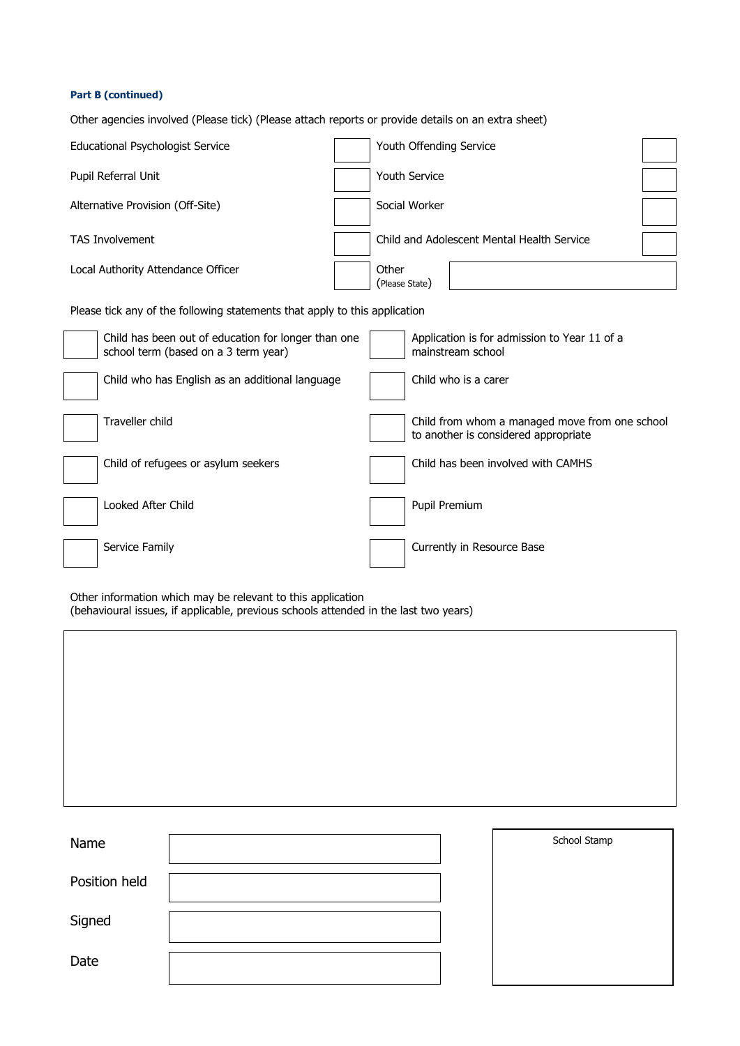**Part B (continued)**

Other agencies involved (Please tick) (Please attach reports or provide details on an extra sheet)

| | | | |
|---|---|---|---|
| Educational Psychologist Service | ☐ | Youth Offending Service | ☐ |
| Pupil Referral Unit | ☐ | Youth Service | ☐ |
| Alternative Provision (Off-Site) | ☐ | Social Worker | ☐ |
| TAS Involvement | ☐ | Child and Adolescent Mental Health Service | ☐ |
| Local Authority Attendance Officer | ☐ | Other (Please State) | |

Please tick any of the following statements that apply to this application

| | | | |
|---|---|---|---|
| ☐ | Child has been out of education for longer than one school term (based on a 3 term year) | ☐ | Application is for admission to Year 11 of a mainstream school |
| ☐ | Child who has English as an additional language | ☐ | Child who is a carer |
| ☐ | Traveller child | ☐ | Child from whom a managed move from one school to another is considered appropriate |
| ☐ | Child of refugees or asylum seekers | ☐ | Child has been involved with CAMHS |
| ☐ | Looked After Child | ☐ | Pupil Premium |
| ☐ | Service Family | ☐ | Currently in Resource Base |

Other information which may be relevant to this application
(behavioural issues, if applicable, previous schools attended in the last two years)

| | |
|---|---|
| Name | |
| Position held | |
| Signed | |
| Date | |

School Stamp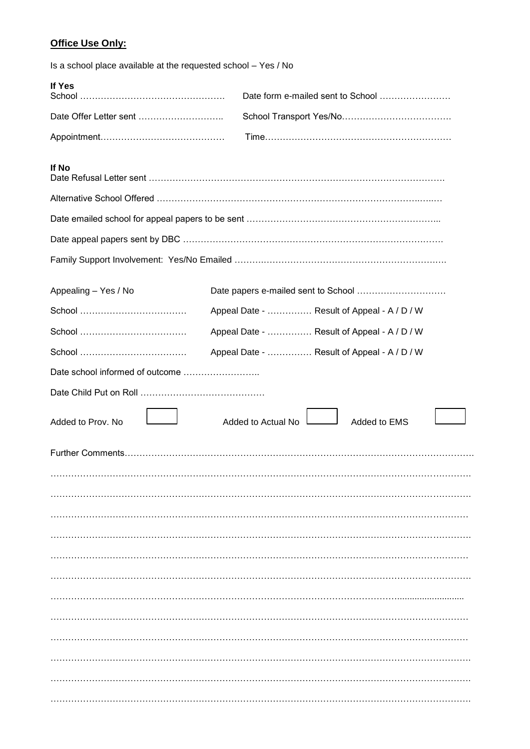**Office Use Only:**

Is a school place available at the requested school – Yes / No

**If Yes**

School ………………………………………… Date form e-mailed sent to School ……………………

Date Offer Letter sent ……………………….. School Transport Yes/No……………………………….

Appointment…………………………………… Time………………………………………………………

**If No**

Date Refusal Letter sent ……………………………………………………………………………………

Alternative School Offered …………………………………………………………………………………

Date emailed school for appeal papers to be sent ………………………………………………………..

Date appeal papers sent by DBC …………………………………………………………………………

Family Support Involvement: Yes/No Emailed ……………………………………………………………

Appealing – Yes / No Date papers e-mailed sent to School …………………………

School ……………………………… Appeal Date - …………… Result of Appeal - A / D / W

School ……………………………… Appeal Date - …………… Result of Appeal - A / D / W

School ……………………………… Appeal Date - …………… Result of Appeal - A / D / W

Date school informed of outcome ……………………..

Date Child Put on Roll ……………………………………

Added to Prov. No ☐ Added to Actual No ☐ Added to EMS ☐

Further Comments……………………………………………………………………………………………

……………………………………………………………………………………………………………………

……………………………………………………………………………………………………………………

……………………………………………………………………………………………………………………

……………………………………………………………………………………………………………………

……………………………………………………………………………………………………………………

……………………………………………………………………………………………………………………

……………………………………………………………………………………………………………………

……………………………………………………………………………………………………………………

……………………………………………………………………………………………………………………

……………………………………………………………………………………………………………………

……………………………………………………………………………………………………………………

……………………………………………………………………………………………………………………